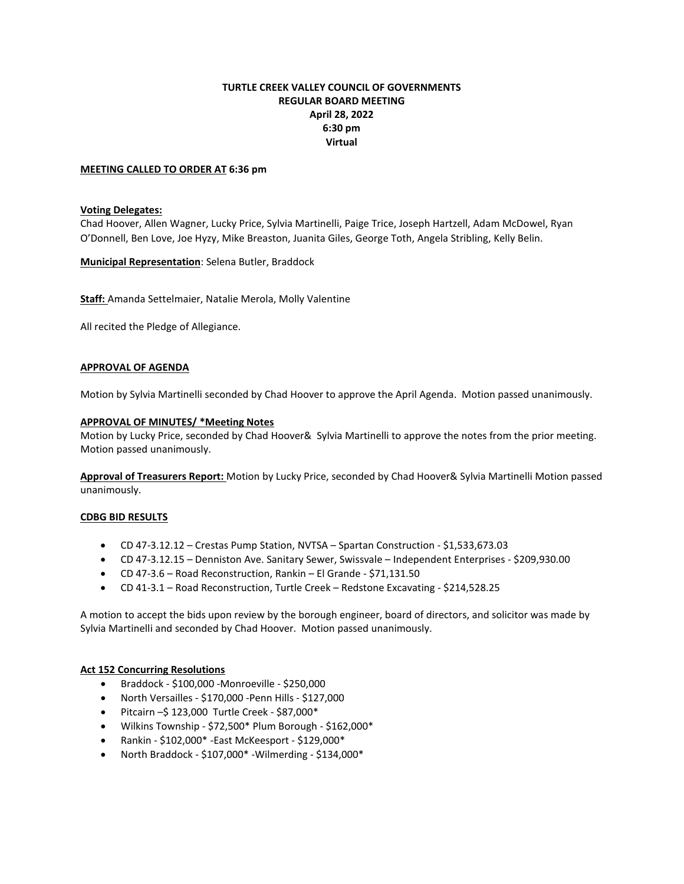**TURTLE CREEK VALLEY COUNCIL OF GOVERNMENTS**
**REGULAR BOARD MEETING**
**April 28, 2022**
**6:30 pm**
**Virtual**

**MEETING CALLED TO ORDER AT 6:36 pm**

**Voting Delegates:**
Chad Hoover, Allen Wagner, Lucky Price, Sylvia Martinelli, Paige Trice, Joseph Hartzell, Adam McDowel, Ryan O'Donnell, Ben Love, Joe Hyzy, Mike Breaston, Juanita Giles, George Toth, Angela Stribling, Kelly Belin.

**Municipal Representation**: Selena Butler, Braddock

**Staff:** Amanda Settelmaier, Natalie Merola, Molly Valentine

All recited the Pledge of Allegiance.

**APPROVAL OF AGENDA**

Motion by Sylvia Martinelli seconded by Chad Hoover to approve the April Agenda. Motion passed unanimously.

**APPROVAL OF MINUTES/ *Meeting Notes**
Motion by Lucky Price, seconded by Chad Hoover& Sylvia Martinelli to approve the notes from the prior meeting. Motion passed unanimously.

**Approval of Treasurers Report:** Motion by Lucky Price, seconded by Chad Hoover& Sylvia Martinelli Motion passed unanimously.

**CDBG BID RESULTS**

- CD 47-3.12.12 – Crestas Pump Station, NVTSA – Spartan Construction - $1,533,673.03
- CD 47-3.12.15 – Denniston Ave. Sanitary Sewer, Swissvale – Independent Enterprises - $209,930.00
- CD 47-3.6 – Road Reconstruction, Rankin – El Grande - $71,131.50
- CD 41-3.1 – Road Reconstruction, Turtle Creek – Redstone Excavating - $214,528.25

A motion to accept the bids upon review by the borough engineer, board of directors, and solicitor was made by Sylvia Martinelli and seconded by Chad Hoover. Motion passed unanimously.

**Act 152 Concurring Resolutions**

- Braddock - $100,000 -Monroeville - $250,000
- North Versailles - $170,000 -Penn Hills - $127,000
- Pitcairn –$ 123,000 Turtle Creek - $87,000*
- Wilkins Township - $72,500* Plum Borough - $162,000*
- Rankin - $102,000* -East McKeesport - $129,000*
- North Braddock - $107,000* -Wilmerding - $134,000*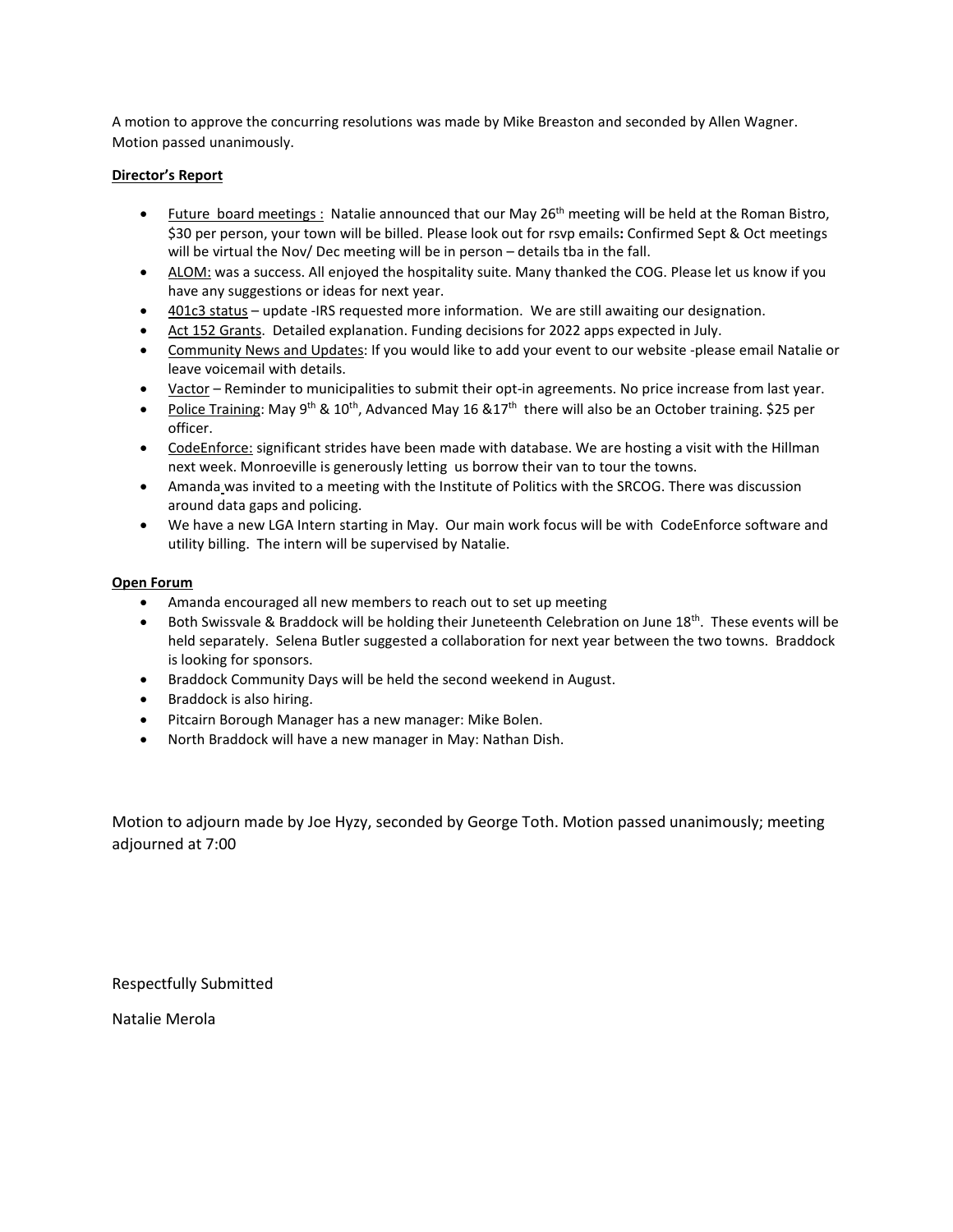A motion to approve the concurring resolutions was made by Mike Breaston and seconded by Allen Wagner. Motion passed unanimously.

**Director's Report**

- Future board meetings : Natalie announced that our May 26th meeting will be held at the Roman Bistro, $30 per person, your town will be billed. Please look out for rsvp emails**:** Confirmed Sept & Oct meetings will be virtual the Nov/ Dec meeting will be in person – details tba in the fall.
- ALOM: was a success. All enjoyed the hospitality suite. Many thanked the COG. Please let us know if you have any suggestions or ideas for next year.
- 401c3 status – update -IRS requested more information. We are still awaiting our designation.
- Act 152 Grants. Detailed explanation. Funding decisions for 2022 apps expected in July.
- Community News and Updates: If you would like to add your event to our website -please email Natalie or leave voicemail with details.
- Vactor – Reminder to municipalities to submit their opt-in agreements. No price increase from last year.
- Police Training: May 9th & 10th, Advanced May 16 &17th there will also be an October training. $25 per officer.
- CodeEnforce: significant strides have been made with database. We are hosting a visit with the Hillman next week. Monroeville is generously letting us borrow their van to tour the towns.
- Amanda was invited to a meeting with the Institute of Politics with the SRCOG. There was discussion around data gaps and policing.
- We have a new LGA Intern starting in May. Our main work focus will be with CodeEnforce software and utility billing. The intern will be supervised by Natalie.

**Open Forum**

- Amanda encouraged all new members to reach out to set up meeting
- Both Swissvale & Braddock will be holding their Juneteenth Celebration on June 18th. These events will be held separately. Selena Butler suggested a collaboration for next year between the two towns. Braddock is looking for sponsors.
- Braddock Community Days will be held the second weekend in August.
- Braddock is also hiring.
- Pitcairn Borough Manager has a new manager: Mike Bolen.
- North Braddock will have a new manager in May: Nathan Dish.

Motion to adjourn made by Joe Hyzy, seconded by George Toth. Motion passed unanimously; meeting adjourned at 7:00

Respectfully Submitted

Natalie Merola